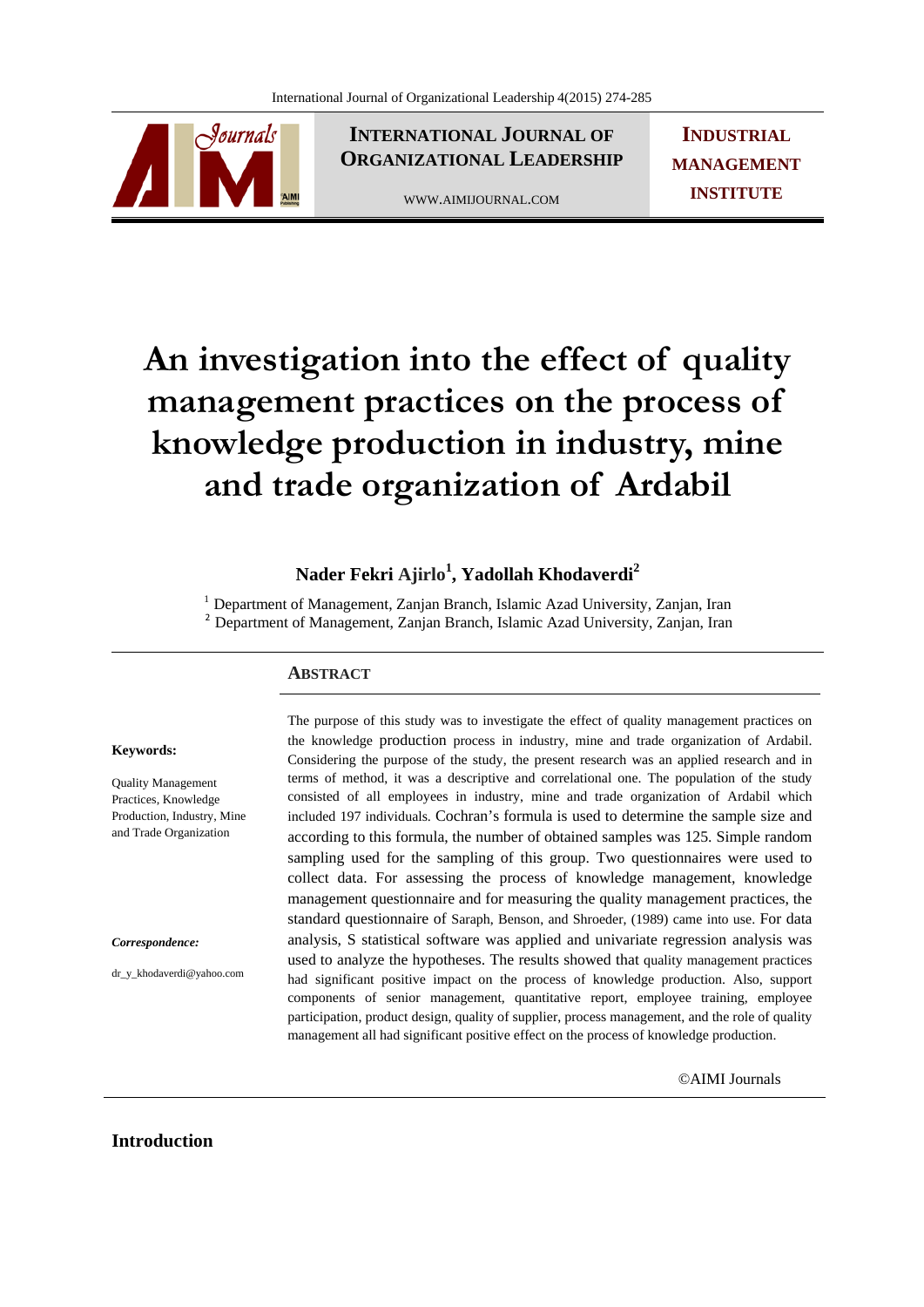# An investigation into the effect of quality management practices on the process of knowledge production in industry, mine and trade organization of Ardabil

**Nader Fekri Ajirlo[1], Yadollah Khodaverdi[2]**

[1] Department of Management, Zanjan Branch, Islamic Azad University, Zanjan, Iran
[2] Department of Management, Zanjan Branch, Islamic Azad University, Zanjan, Iran

**Keywords:**

Quality Management Practices, Knowledge Production, Industry, Mine and Trade Organization

***Correspondence:***

dr_y_khodaverdi@yahoo.com

## Abstract

The purpose of this study was to investigate the effect of quality management practices on the knowledge production process in industry, mine and trade organization of Ardabil. Considering the purpose of the study, the present research was an applied research and in terms of method, it was a descriptive and correlational one. The population of the study consisted of all employees in industry, mine and trade organization of Ardabil which included 197 individuals. Cochran's formula is used to determine the sample size and according to this formula, the number of obtained samples was 125. Simple random sampling used for the sampling of this group. Two questionnaires were used to collect data. For assessing the process of knowledge management, knowledge management questionnaire and for measuring the quality management practices, the standard questionnaire of Saraph, Benson, and Shroeder, (1989) came into use. For data analysis, S statistical software was applied and univariate regression analysis was used to analyze the hypotheses. The results showed that quality management practices had significant positive impact on the process of knowledge production. Also, support components of senior management, quantitative report, employee training, employee participation, product design, quality of supplier, process management, and the role of quality management all had significant positive effect on the process of knowledge production.

©AIMI Journals

## Introduction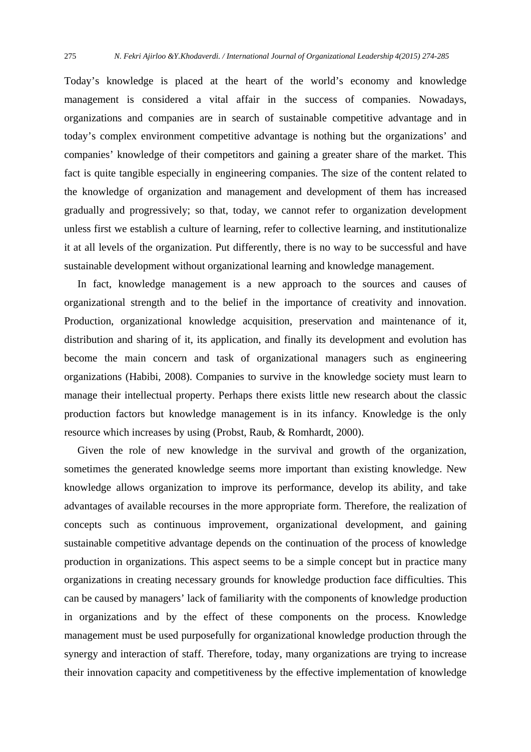Today's knowledge is placed at the heart of the world's economy and knowledge management is considered a vital affair in the success of companies. Nowadays, organizations and companies are in search of sustainable competitive advantage and in today's complex environment competitive advantage is nothing but the organizations' and companies' knowledge of their competitors and gaining a greater share of the market. This fact is quite tangible especially in engineering companies. The size of the content related to the knowledge of organization and management and development of them has increased gradually and progressively; so that, today, we cannot refer to organization development unless first we establish a culture of learning, refer to collective learning, and institutionalize it at all levels of the organization. Put differently, there is no way to be successful and have sustainable development without organizational learning and knowledge management.

In fact, knowledge management is a new approach to the sources and causes of organizational strength and to the belief in the importance of creativity and innovation. Production, organizational knowledge acquisition, preservation and maintenance of it, distribution and sharing of it, its application, and finally its development and evolution has become the main concern and task of organizational managers such as engineering organizations (Habibi, 2008). Companies to survive in the knowledge society must learn to manage their intellectual property. Perhaps there exists little new research about the classic production factors but knowledge management is in its infancy. Knowledge is the only resource which increases by using (Probst, Raub, & Romhardt, 2000).

Given the role of new knowledge in the survival and growth of the organization, sometimes the generated knowledge seems more important than existing knowledge. New knowledge allows organization to improve its performance, develop its ability, and take advantages of available recourses in the more appropriate form. Therefore, the realization of concepts such as continuous improvement, organizational development, and gaining sustainable competitive advantage depends on the continuation of the process of knowledge production in organizations. This aspect seems to be a simple concept but in practice many organizations in creating necessary grounds for knowledge production face difficulties. This can be caused by managers' lack of familiarity with the components of knowledge production in organizations and by the effect of these components on the process. Knowledge management must be used purposefully for organizational knowledge production through the synergy and interaction of staff. Therefore, today, many organizations are trying to increase their innovation capacity and competitiveness by the effective implementation of knowledge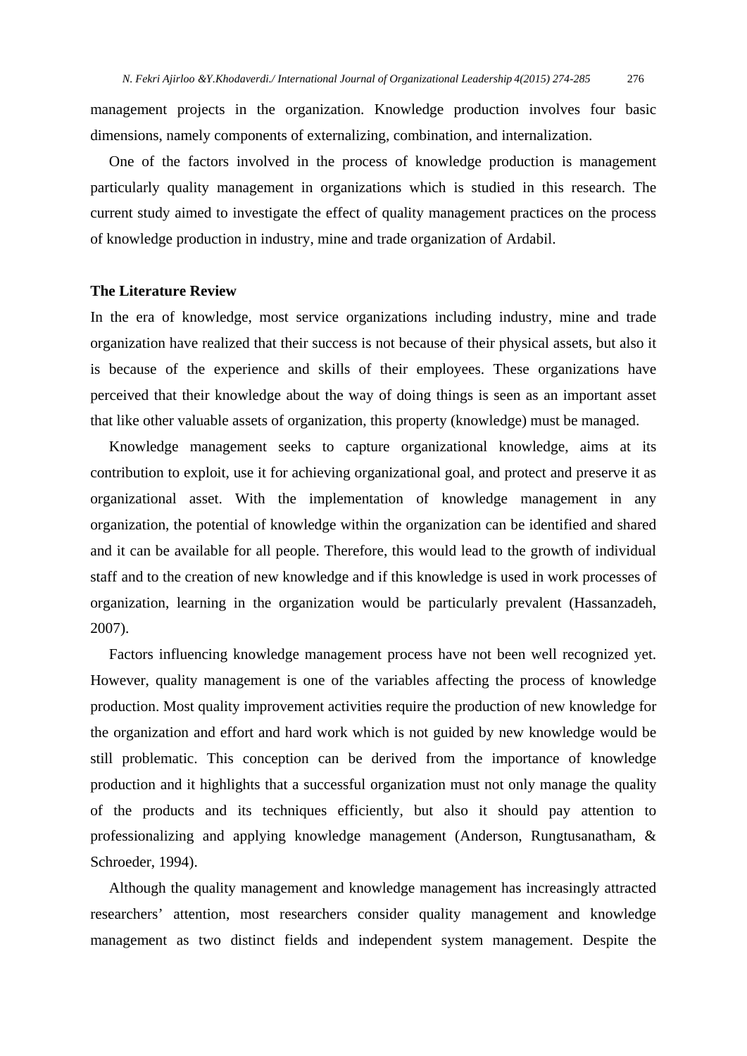management projects in the organization. Knowledge production involves four basic dimensions, namely components of externalizing, combination, and internalization.

One of the factors involved in the process of knowledge production is management particularly quality management in organizations which is studied in this research. The current study aimed to investigate the effect of quality management practices on the process of knowledge production in industry, mine and trade organization of Ardabil.

## The Literature Review

In the era of knowledge, most service organizations including industry, mine and trade organization have realized that their success is not because of their physical assets, but also it is because of the experience and skills of their employees. These organizations have perceived that their knowledge about the way of doing things is seen as an important asset that like other valuable assets of organization, this property (knowledge) must be managed.

Knowledge management seeks to capture organizational knowledge, aims at its contribution to exploit, use it for achieving organizational goal, and protect and preserve it as organizational asset. With the implementation of knowledge management in any organization, the potential of knowledge within the organization can be identified and shared and it can be available for all people. Therefore, this would lead to the growth of individual staff and to the creation of new knowledge and if this knowledge is used in work processes of organization, learning in the organization would be particularly prevalent (Hassanzadeh, 2007).

Factors influencing knowledge management process have not been well recognized yet. However, quality management is one of the variables affecting the process of knowledge production. Most quality improvement activities require the production of new knowledge for the organization and effort and hard work which is not guided by new knowledge would be still problematic. This conception can be derived from the importance of knowledge production and it highlights that a successful organization must not only manage the quality of the products and its techniques efficiently, but also it should pay attention to professionalizing and applying knowledge management (Anderson, Rungtusanatham, & Schroeder, 1994).

Although the quality management and knowledge management has increasingly attracted researchers' attention, most researchers consider quality management and knowledge management as two distinct fields and independent system management. Despite the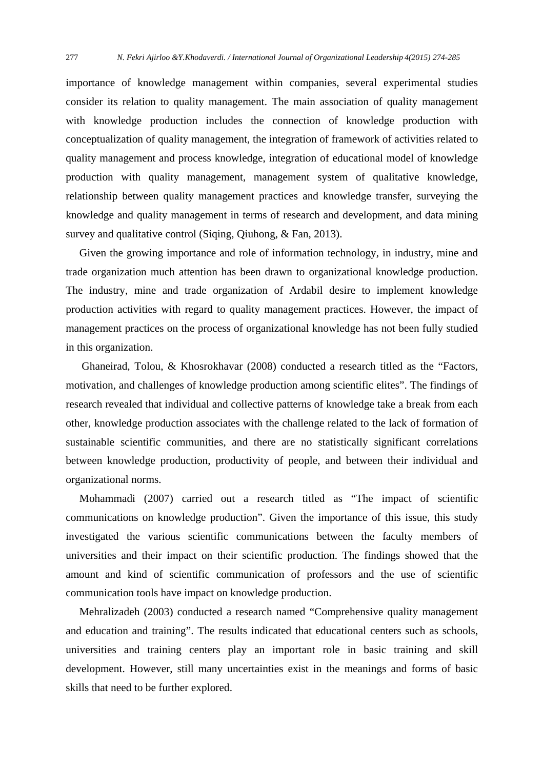importance of knowledge management within companies, several experimental studies consider its relation to quality management. The main association of quality management with knowledge production includes the connection of knowledge production with conceptualization of quality management, the integration of framework of activities related to quality management and process knowledge, integration of educational model of knowledge production with quality management, management system of qualitative knowledge, relationship between quality management practices and knowledge transfer, surveying the knowledge and quality management in terms of research and development, and data mining survey and qualitative control (Siqing, Qiuhong, & Fan, 2013).

Given the growing importance and role of information technology, in industry, mine and trade organization much attention has been drawn to organizational knowledge production. The industry, mine and trade organization of Ardabil desire to implement knowledge production activities with regard to quality management practices. However, the impact of management practices on the process of organizational knowledge has not been fully studied in this organization.

Ghaneirad, Tolou, & Khosrokhavar (2008) conducted a research titled as the "Factors, motivation, and challenges of knowledge production among scientific elites". The findings of research revealed that individual and collective patterns of knowledge take a break from each other, knowledge production associates with the challenge related to the lack of formation of sustainable scientific communities, and there are no statistically significant correlations between knowledge production, productivity of people, and between their individual and organizational norms.

Mohammadi (2007) carried out a research titled as "The impact of scientific communications on knowledge production". Given the importance of this issue, this study investigated the various scientific communications between the faculty members of universities and their impact on their scientific production. The findings showed that the amount and kind of scientific communication of professors and the use of scientific communication tools have impact on knowledge production.

Mehralizadeh (2003) conducted a research named "Comprehensive quality management and education and training". The results indicated that educational centers such as schools, universities and training centers play an important role in basic training and skill development. However, still many uncertainties exist in the meanings and forms of basic skills that need to be further explored.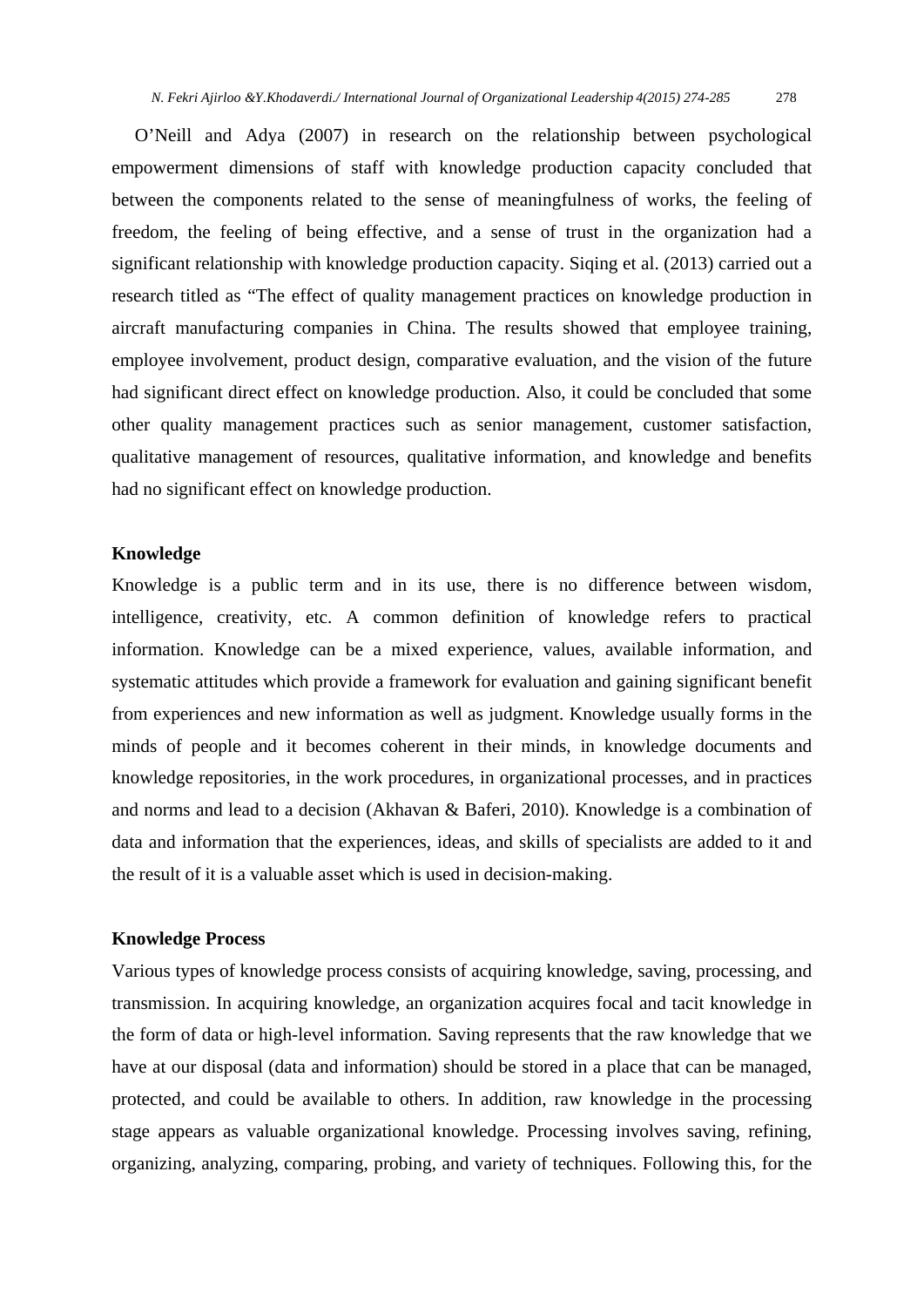O'Neill and Adya (2007) in research on the relationship between psychological empowerment dimensions of staff with knowledge production capacity concluded that between the components related to the sense of meaningfulness of works, the feeling of freedom, the feeling of being effective, and a sense of trust in the organization had a significant relationship with knowledge production capacity. Siqing et al. (2013) carried out a research titled as "The effect of quality management practices on knowledge production in aircraft manufacturing companies in China. The results showed that employee training, employee involvement, product design, comparative evaluation, and the vision of the future had significant direct effect on knowledge production. Also, it could be concluded that some other quality management practices such as senior management, customer satisfaction, qualitative management of resources, qualitative information, and knowledge and benefits had no significant effect on knowledge production.

## Knowledge

Knowledge is a public term and in its use, there is no difference between wisdom, intelligence, creativity, etc. A common definition of knowledge refers to practical information. Knowledge can be a mixed experience, values, available information, and systematic attitudes which provide a framework for evaluation and gaining significant benefit from experiences and new information as well as judgment. Knowledge usually forms in the minds of people and it becomes coherent in their minds, in knowledge documents and knowledge repositories, in the work procedures, in organizational processes, and in practices and norms and lead to a decision (Akhavan & Baferi, 2010). Knowledge is a combination of data and information that the experiences, ideas, and skills of specialists are added to it and the result of it is a valuable asset which is used in decision-making.

## Knowledge Process

Various types of knowledge process consists of acquiring knowledge, saving, processing, and transmission. In acquiring knowledge, an organization acquires focal and tacit knowledge in the form of data or high-level information. Saving represents that the raw knowledge that we have at our disposal (data and information) should be stored in a place that can be managed, protected, and could be available to others. In addition, raw knowledge in the processing stage appears as valuable organizational knowledge. Processing involves saving, refining, organizing, analyzing, comparing, probing, and variety of techniques. Following this, for the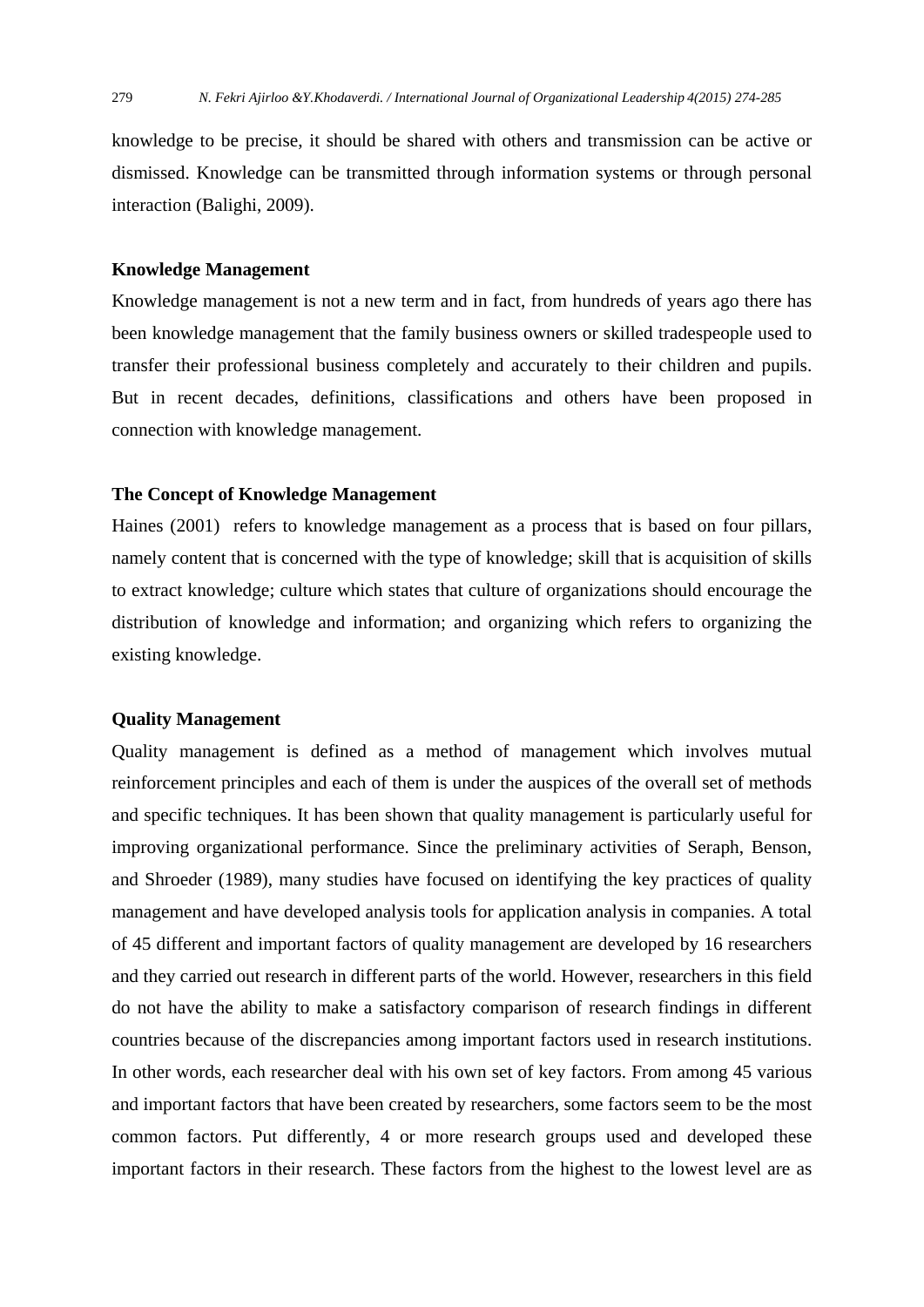knowledge to be precise, it should be shared with others and transmission can be active or dismissed. Knowledge can be transmitted through information systems or through personal interaction (Baligi, 2009).

### Knowledge Management

Knowledge management is not a new term and in fact, from hundreds of years ago there has been knowledge management that the family business owners or skilled tradespeople used to transfer their professional business completely and accurately to their children and pupils. But in recent decades, definitions, classifications and others have been proposed in connection with knowledge management.

### The Concept of Knowledge Management

Haines (2001) refers to knowledge management as a process that is based on four pillars, namely content that is concerned with the type of knowledge; skill that is acquisition of skills to extract knowledge; culture which states that culture of organizations should encourage the distribution of knowledge and information; and organizing which refers to organizing the existing knowledge.

### Quality Management

Quality management is defined as a method of management which involves mutual reinforcement principles and each of them is under the auspices of the overall set of methods and specific techniques. It has been shown that quality management is particularly useful for improving organizational performance. Since the preliminary activities of Seraph, Benson, and Shroeder (1989), many studies have focused on identifying the key practices of quality management and have developed analysis tools for application analysis in companies. A total of 45 different and important factors of quality management are developed by 16 researchers and they carried out research in different parts of the world. However, researchers in this field do not have the ability to make a satisfactory comparison of research findings in different countries because of the discrepancies among important factors used in research institutions. In other words, each researcher deal with his own set of key factors. From among 45 various and important factors that have been created by researchers, some factors seem to be the most common factors. Put differently, 4 or more research groups used and developed these important factors in their research. These factors from the highest to the lowest level are as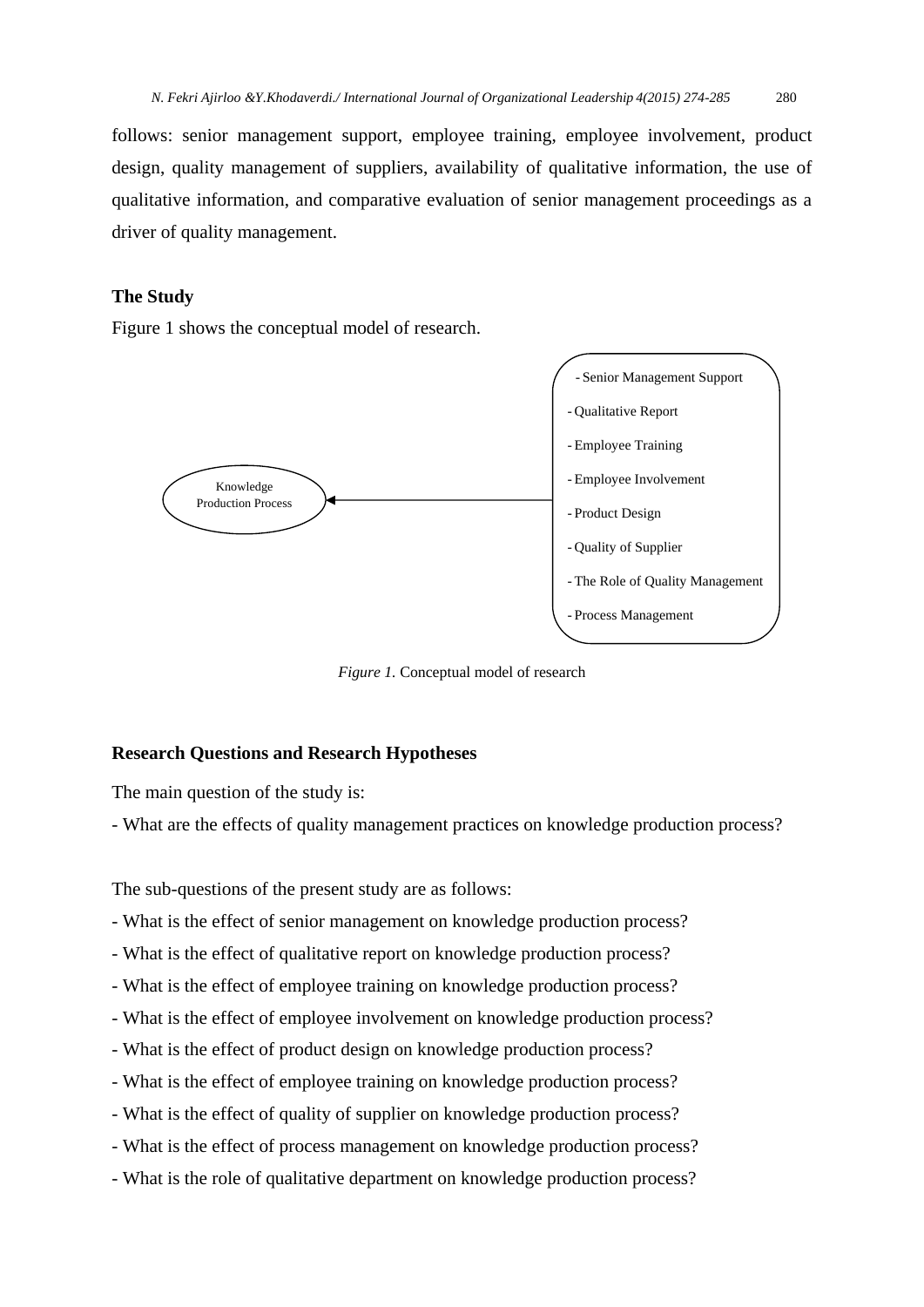follows: senior management support, employee training, employee involvement, product design, quality management of suppliers, availability of qualitative information, the use of qualitative information, and comparative evaluation of senior management proceedings as a driver of quality management.

### The Study

Figure 1 shows the conceptual model of research.

Knowledge Production Process

- Senior Management Support
- Qualitative Report
- Employee Training
- Employee Involvement
- Product Design
- Quality of Supplier
- The Role of Quality Management
- Process Management

*Figure 1.* Conceptual model of research

### Research Questions and Research Hypotheses

The main question of the study is:

- What are the effects of quality management practices on knowledge production process?

The sub-questions of the present study are as follows:

- What is the effect of senior management on knowledge production process?
- What is the effect of qualitative report on knowledge production process?
- What is the effect of employee training on knowledge production process?
- What is the effect of employee involvement on knowledge production process?
- What is the effect of product design on knowledge production process?
- What is the effect of employee training on knowledge production process?
- What is the effect of quality of supplier on knowledge production process?
- What is the effect of process management on knowledge production process?
- What is the role of qualitative department on knowledge production process?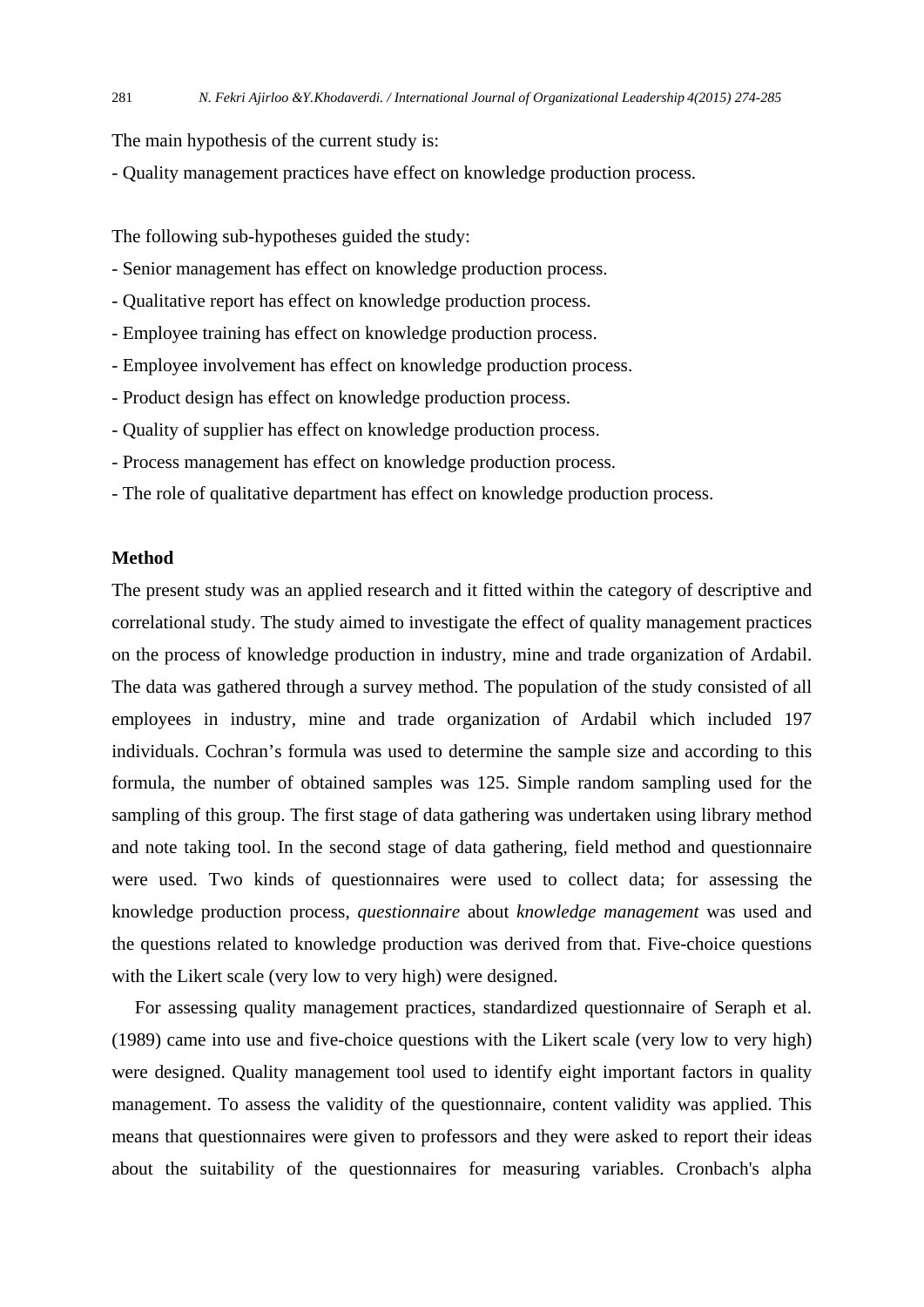The main hypothesis of the current study is:

- Quality management practices have effect on knowledge production process.

The following sub-hypotheses guided the study:

- Senior management has effect on knowledge production process.
- Qualitative report has effect on knowledge production process.
- Employee training has effect on knowledge production process.
- Employee involvement has effect on knowledge production process.
- Product design has effect on knowledge production process.
- Quality of supplier has effect on knowledge production process.
- Process management has effect on knowledge production process.
- The role of qualitative department has effect on knowledge production process.

**Method**

The present study was an applied research and it fitted within the category of descriptive and correlational study. The study aimed to investigate the effect of quality management practices on the process of knowledge production in industry, mine and trade organization of Ardabil. The data was gathered through a survey method. The population of the study consisted of all employees in industry, mine and trade organization of Ardabil which included 197 individuals. Cochran's formula was used to determine the sample size and according to this formula, the number of obtained samples was 125. Simple random sampling used for the sampling of this group. The first stage of data gathering was undertaken using library method and note taking tool. In the second stage of data gathering, field method and questionnaire were used. Two kinds of questionnaires were used to collect data; for assessing the knowledge production process, *questionnaire* about *knowledge management* was used and the questions related to knowledge production was derived from that. Five-choice questions with the Likert scale (very low to very high) were designed.

For assessing quality management practices, standardized questionnaire of Seraph et al. (1989) came into use and five-choice questions with the Likert scale (very low to very high) were designed. Quality management tool used to identify eight important factors in quality management. To assess the validity of the questionnaire, content validity was applied. This means that questionnaires were given to professors and they were asked to report their ideas about the suitability of the questionnaires for measuring variables. Cronbach's alpha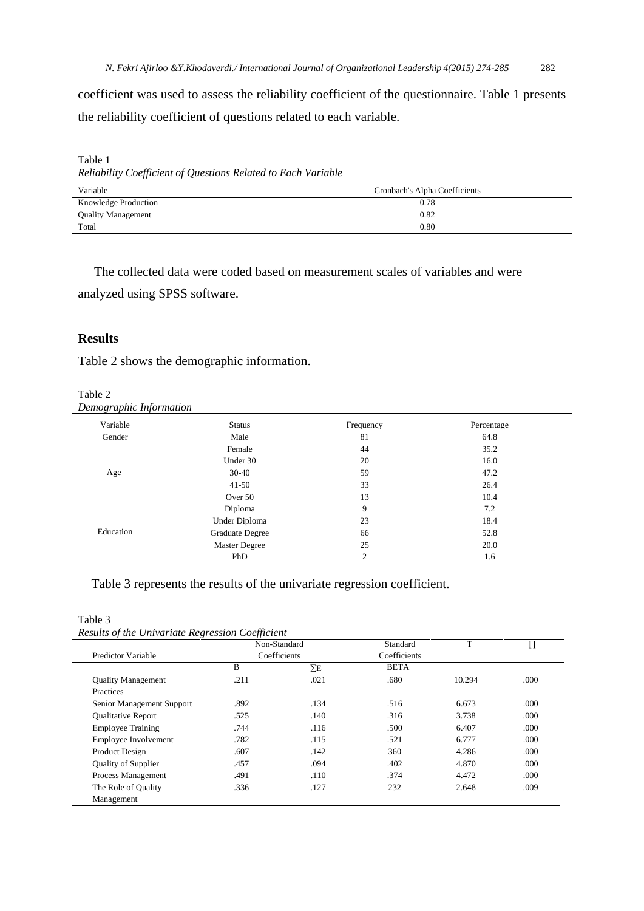coefficient was used to assess the reliability coefficient of the questionnaire. Table 1 presents the reliability coefficient of questions related to each variable.

Table 1

*Reliability Coefficient of Questions Related to Each Variable*

| Variable | Cronbach's Alpha Coefficients |
|---|---|
| Knowledge Production | 0.78 |
| Quality Management | 0.82 |
| Total | 0.80 |

The collected data were coded based on measurement scales of variables and were analyzed using SPSS software.

## Results

Table 2 shows the demographic information.

Table 2

*Demographic Information*

| Variable | Status | Frequency | Percentage |
|---|---|---|---|
| Gender | Male | 81 | 64.8 |
| | Female | 44 | 35.2 |
| Age | Under 30 | 20 | 16.0 |
| | 30-40 | 59 | 47.2 |
| | 41-50 | 33 | 26.4 |
| | Over 50 | 13 | 10.4 |
| Education | Diploma | 9 | 7.2 |
| | Under Diploma | 23 | 18.4 |
| | Graduate Degree | 66 | 52.8 |
| | Master Degree | 25 | 20.0 |
| | PhD | 2 | 1.6 |

Table 3 represents the results of the univariate regression coefficient.

Table 3

*Results of the Univariate Regression Coefficient*

| Predictor Variable | Non-Standard Coefficients | | Standard Coefficients | T | Π |
|---|---|---|---|---|---|
| | B | ∑E | BETA | | |
| Quality Management Practices | .211 | .021 | .680 | 10.294 | .000 |
| Senior Management Support | .892 | .134 | .516 | 6.673 | .000 |
| Qualitative Report | .525 | .140 | .316 | 3.738 | .000 |
| Employee Training | .744 | .116 | .500 | 6.407 | .000 |
| Employee Involvement | .782 | .115 | .521 | 6.777 | .000 |
| Product Design | .607 | .142 | 360 | 4.286 | .000 |
| Quality of Supplier | .457 | .094 | .402 | 4.870 | .000 |
| Process Management | .491 | .110 | .374 | 4.472 | .000 |
| The Role of Quality Management | .336 | .127 | 232 | 2.648 | .009 |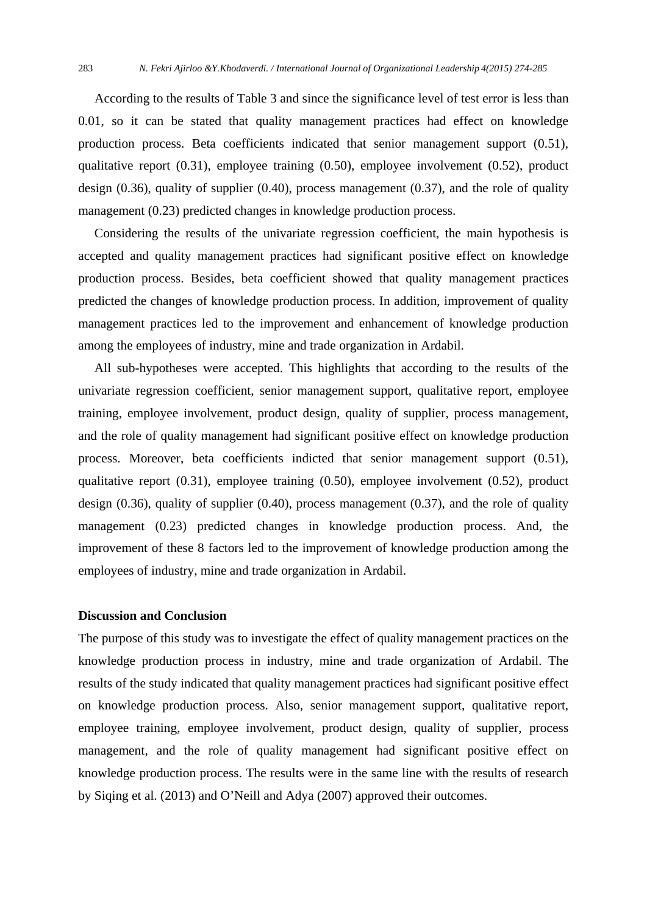According to the results of Table 3 and since the significance level of test error is less than 0.01, so it can be stated that quality management practices had effect on knowledge production process. Beta coefficients indicated that senior management support (0.51), qualitative report (0.31), employee training (0.50), employee involvement (0.52), product design (0.36), quality of supplier (0.40), process management (0.37), and the role of quality management (0.23) predicted changes in knowledge production process.

Considering the results of the univariate regression coefficient, the main hypothesis is accepted and quality management practices had significant positive effect on knowledge production process. Besides, beta coefficient showed that quality management practices predicted the changes of knowledge production process. In addition, improvement of quality management practices led to the improvement and enhancement of knowledge production among the employees of industry, mine and trade organization in Ardabil.

All sub-hypotheses were accepted. This highlights that according to the results of the univariate regression coefficient, senior management support, qualitative report, employee training, employee involvement, product design, quality of supplier, process management, and the role of quality management had significant positive effect on knowledge production process. Moreover, beta coefficients indicted that senior management support (0.51), qualitative report (0.31), employee training (0.50), employee involvement (0.52), product design (0.36), quality of supplier (0.40), process management (0.37), and the role of quality management (0.23) predicted changes in knowledge production process. And, the improvement of these 8 factors led to the improvement of knowledge production among the employees of industry, mine and trade organization in Ardabil.

## Discussion and Conclusion

The purpose of this study was to investigate the effect of quality management practices on the knowledge production process in industry, mine and trade organization of Ardabil. The results of the study indicated that quality management practices had significant positive effect on knowledge production process. Also, senior management support, qualitative report, employee training, employee involvement, product design, quality of supplier, process management, and the role of quality management had significant positive effect on knowledge production process. The results were in the same line with the results of research by Siqing et al. (2013) and O'Neill and Adya (2007) approved their outcomes.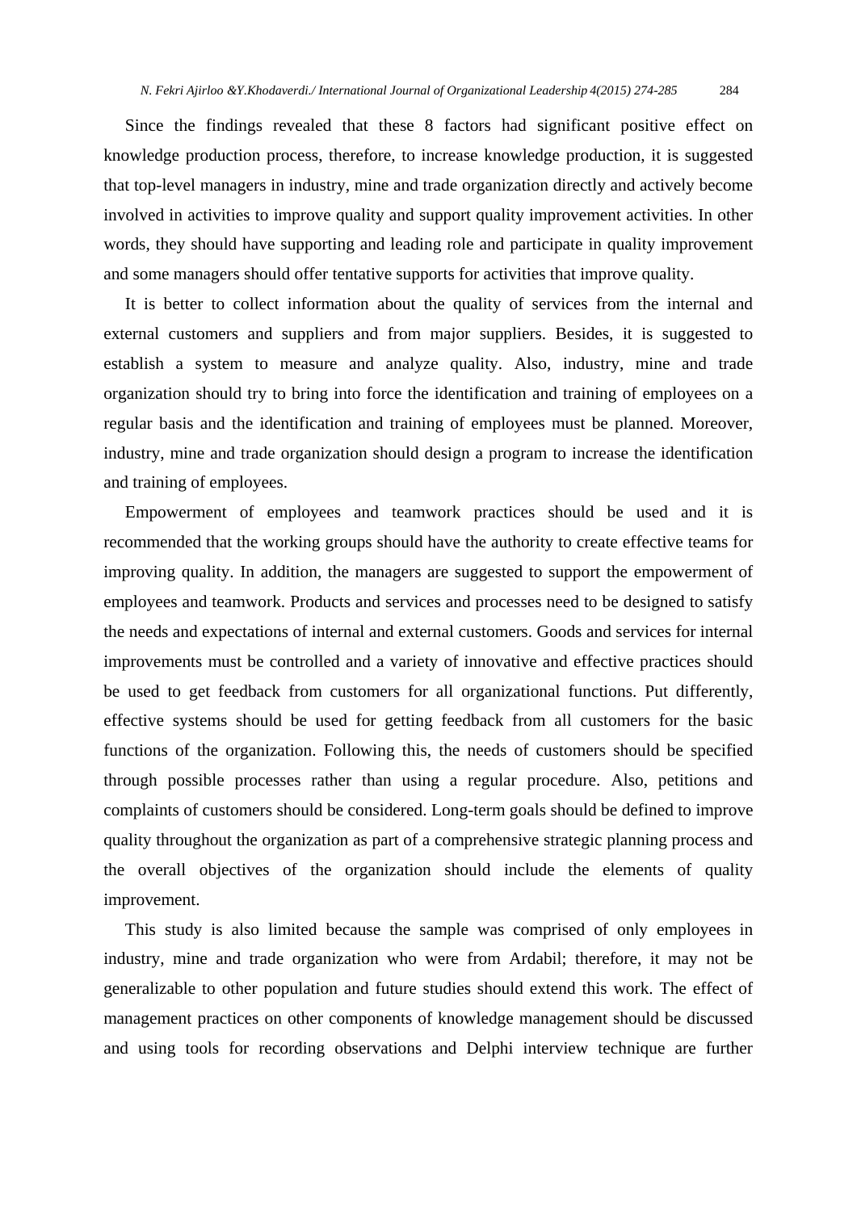Since the findings revealed that these 8 factors had significant positive effect on knowledge production process, therefore, to increase knowledge production, it is suggested that top-level managers in industry, mine and trade organization directly and actively become involved in activities to improve quality and support quality improvement activities. In other words, they should have supporting and leading role and participate in quality improvement and some managers should offer tentative supports for activities that improve quality.

It is better to collect information about the quality of services from the internal and external customers and suppliers and from major suppliers. Besides, it is suggested to establish a system to measure and analyze quality. Also, industry, mine and trade organization should try to bring into force the identification and training of employees on a regular basis and the identification and training of employees must be planned. Moreover, industry, mine and trade organization should design a program to increase the identification and training of employees.

Empowerment of employees and teamwork practices should be used and it is recommended that the working groups should have the authority to create effective teams for improving quality. In addition, the managers are suggested to support the empowerment of employees and teamwork. Products and services and processes need to be designed to satisfy the needs and expectations of internal and external customers. Goods and services for internal improvements must be controlled and a variety of innovative and effective practices should be used to get feedback from customers for all organizational functions. Put differently, effective systems should be used for getting feedback from all customers for the basic functions of the organization. Following this, the needs of customers should be specified through possible processes rather than using a regular procedure. Also, petitions and complaints of customers should be considered. Long-term goals should be defined to improve quality throughout the organization as part of a comprehensive strategic planning process and the overall objectives of the organization should include the elements of quality improvement.

This study is also limited because the sample was comprised of only employees in industry, mine and trade organization who were from Ardabil; therefore, it may not be generalizable to other population and future studies should extend this work. The effect of management practices on other components of knowledge management should be discussed and using tools for recording observations and Delphi interview technique are further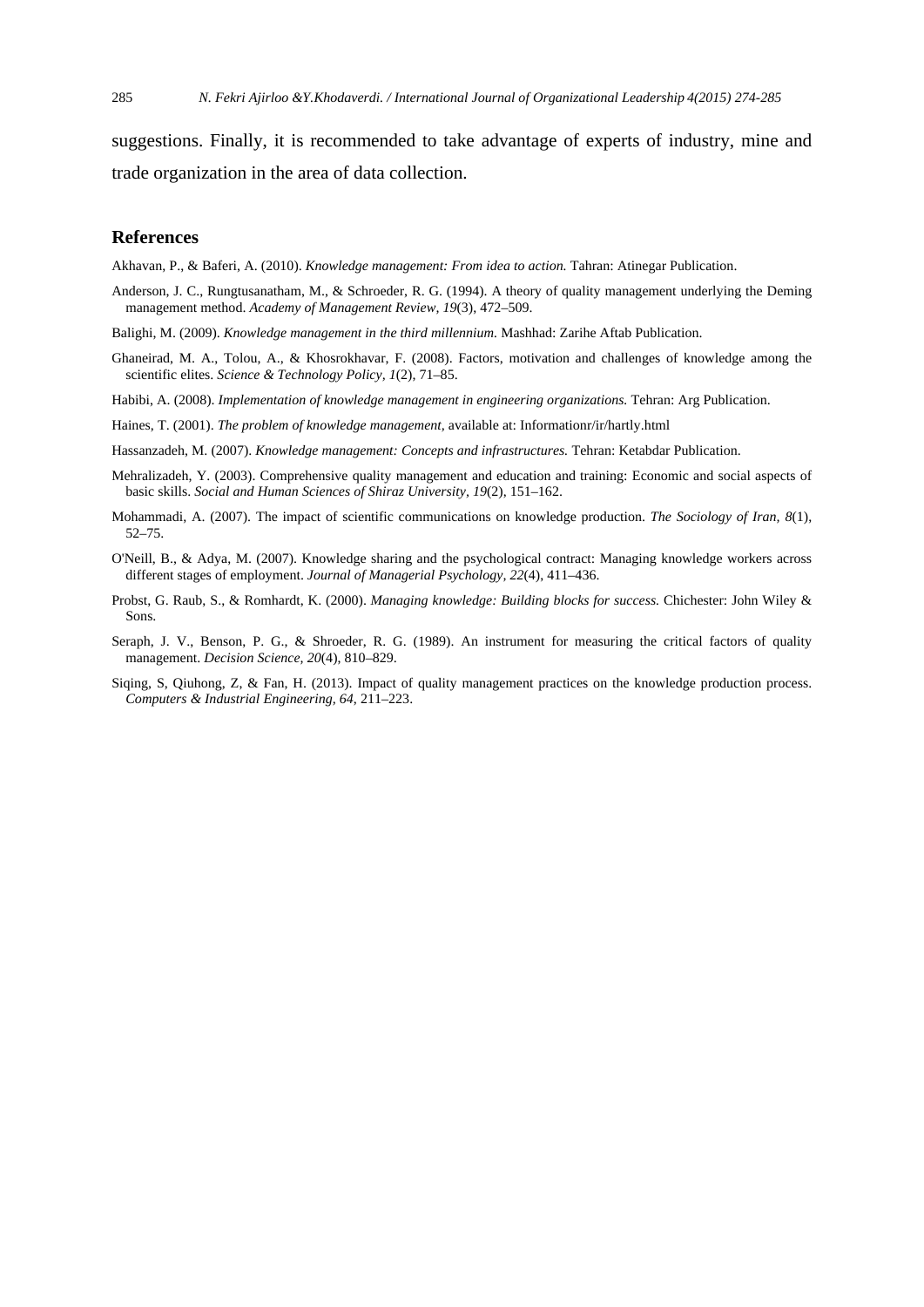suggestions. Finally, it is recommended to take advantage of experts of industry, mine and trade organization in the area of data collection.

## References

Akhavan, P., & Baferi, A. (2010). *Knowledge management: From idea to action.* Tahran: Atinegar Publication.

Anderson, J. C., Rungtusanatham, M., & Schroeder, R. G. (1994). A theory of quality management underlying the Deming management method. *Academy of Management Review, 19*(3), 472–509.

Balighi, M. (2009). *Knowledge management in the third millennium.* Mashhad: Zarihe Aftab Publication.

Ghaneirad, M. A., Tolou, A., & Khosrokhavar, F. (2008). Factors, motivation and challenges of knowledge among the scientific elites. *Science & Technology Policy, 1*(2), 71–85.

Habibi, A. (2008). *Implementation of knowledge management in engineering organizations.* Tehran: Arg Publication.

Haines, T. (2001). *The problem of knowledge management*, available at: Informationr/ir/hartly.html

Hassanzadeh, M. (2007). *Knowledge management: Concepts and infrastructures.* Tehran: Ketabdar Publication.

Mehralizadeh, Y. (2003). Comprehensive quality management and education and training: Economic and social aspects of basic skills. *Social and Human Sciences of Shiraz University, 19*(2), 151–162.

Mohammadi, A. (2007). The impact of scientific communications on knowledge production. *The Sociology of Iran, 8*(1), 52–75.

O'Neill, B., & Adya, M. (2007). Knowledge sharing and the psychological contract: Managing knowledge workers across different stages of employment. *Journal of Managerial Psychology, 22*(4), 411–436.

Probst, G. Raub, S., & Romhardt, K. (2000). *Managing knowledge: Building blocks for success.* Chichester: John Wiley & Sons.

Seraph, J. V., Benson, P. G., & Shroeder, R. G. (1989). An instrument for measuring the critical factors of quality management. *Decision Science, 20*(4), 810–829.

Siqing, S, Qiuhong, Z, & Fan, H. (2013). Impact of quality management practices on the knowledge production process. *Computers & Industrial Engineering, 64*, 211–223.